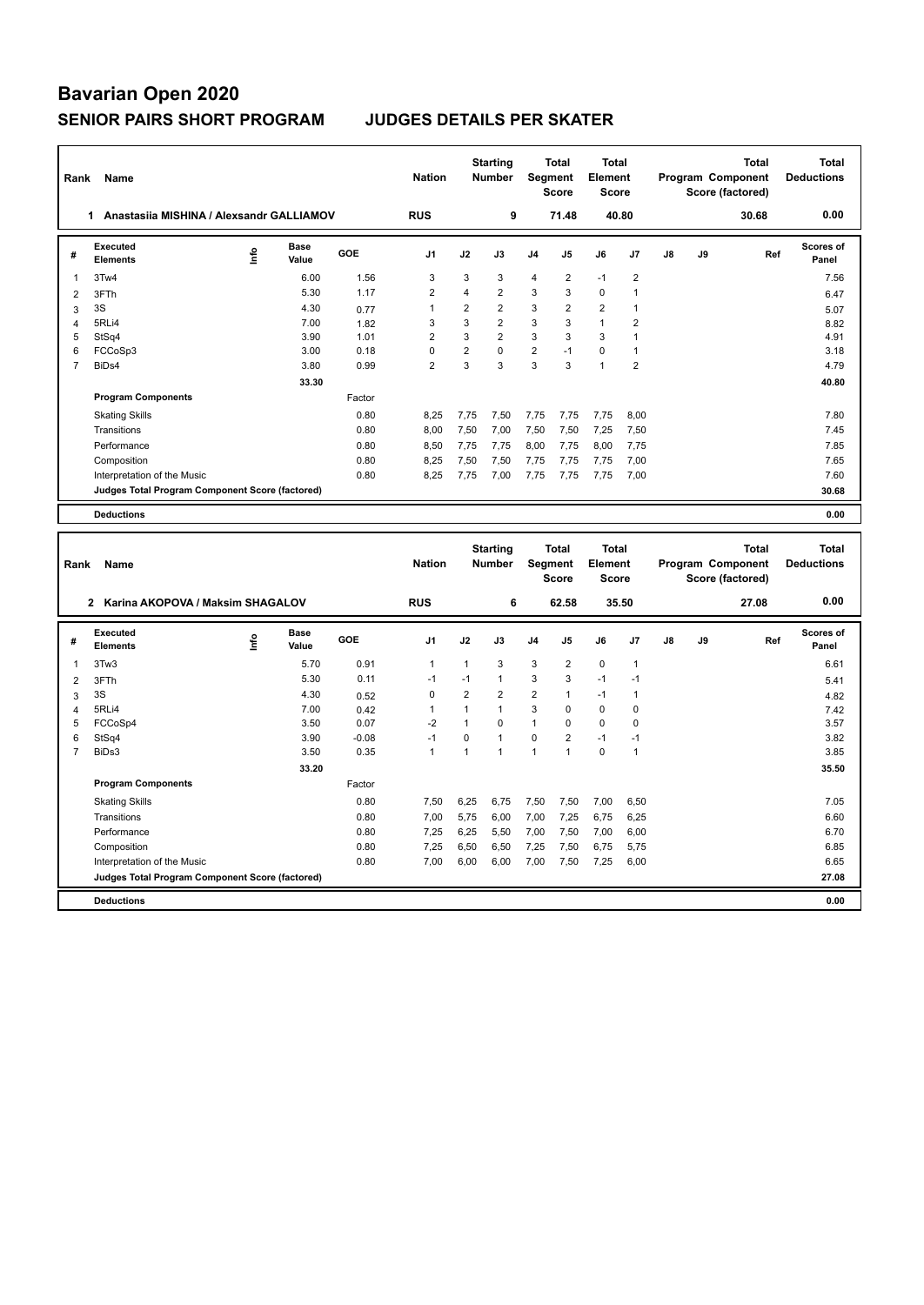# Bavarian Open 2020

## SENIOR PAIRS SHORT PROGRAM — JUDGES DETAILS PER SKATER

| Rank | Name | Nation | Starting Number | Total Segment Score | Total Element Score | Total Program Component Score (factored) | Total Deductions |
|---|---|---|---|---|---|---|---|
| 1 | Anastasiia MISHINA / Alexsandr GALLIAMOV | RUS | 9 | 71.48 | 40.80 | 30.68 | 0.00 |

| # | Executed Elements | Info | Base Value | GOE | J1 | J2 | J3 | J4 | J5 | J6 | J7 | J8 | J9 | Ref | Scores of Panel |
|---|---|---|---|---|---|---|---|---|---|---|---|---|---|---|---|
| 1 | 3Tw4 | | 6.00 | 1.56 | 3 | 3 | 3 | 4 | 2 | -1 | 2 | | | | 7.56 |
| 2 | 3FTh | | 5.30 | 1.17 | 2 | 4 | 2 | 3 | 3 | 0 | 1 | | | | 6.47 |
| 3 | 3S | | 4.30 | 0.77 | 1 | 2 | 2 | 3 | 2 | 2 | 1 | | | | 5.07 |
| 4 | 5RLi4 | | 7.00 | 1.82 | 3 | 3 | 2 | 3 | 3 | 1 | 2 | | | | 8.82 |
| 5 | StSq4 | | 3.90 | 1.01 | 2 | 3 | 2 | 3 | 3 | 3 | 1 | | | | 4.91 |
| 6 | FCCoSp3 | | 3.00 | 0.18 | 0 | 2 | 0 | 2 | -1 | 0 | 1 | | | | 3.18 |
| 7 | BiDs4 | | 3.80 | 0.99 | 2 | 3 | 3 | 3 | 3 | 1 | 2 | | | | 4.79 |
| | | | 33.30 | | | | | | | | | | | | 40.80 |
| | **Program Components** | | | Factor | | | | | | | | | | | |
| | Skating Skills | | | 0.80 | 8,25 | 7,75 | 7,50 | 7,75 | 7,75 | 7,75 | 8,00 | | | | 7.80 |
| | Transitions | | | 0.80 | 8,00 | 7,50 | 7,00 | 7,50 | 7,50 | 7,25 | 7,50 | | | | 7.45 |
| | Performance | | | 0.80 | 8,50 | 7,75 | 7,75 | 8,00 | 7,75 | 8,00 | 7,75 | | | | 7.85 |
| | Composition | | | 0.80 | 8,25 | 7,50 | 7,50 | 7,75 | 7,75 | 7,75 | 7,00 | | | | 7.65 |
| | Interpretation of the Music | | | 0.80 | 8,25 | 7,75 | 7,00 | 7,75 | 7,75 | 7,75 | 7,00 | | | | 7.60 |
| | **Judges Total Program Component Score (factored)** | | | | | | | | | | | | | | 30.68 |
| | **Deductions** | | | | | | | | | | | | | | 0.00 |

| Rank | Name | Nation | Starting Number | Total Segment Score | Total Element Score | Total Program Component Score (factored) | Total Deductions |
|---|---|---|---|---|---|---|---|
| 2 | Karina AKOPOVA / Maksim SHAGALOV | RUS | 6 | 62.58 | 35.50 | 27.08 | 0.00 |

| # | Executed Elements | Info | Base Value | GOE | J1 | J2 | J3 | J4 | J5 | J6 | J7 | J8 | J9 | Ref | Scores of Panel |
|---|---|---|---|---|---|---|---|---|---|---|---|---|---|---|---|
| 1 | 3Tw3 | | 5.70 | 0.91 | 1 | 1 | 3 | 3 | 2 | 0 | 1 | | | | 6.61 |
| 2 | 3FTh | | 5.30 | 0.11 | -1 | -1 | 1 | 3 | 3 | -1 | -1 | | | | 5.41 |
| 3 | 3S | | 4.30 | 0.52 | 0 | 2 | 2 | 2 | 1 | -1 | 1 | | | | 4.82 |
| 4 | 5RLi4 | | 7.00 | 0.42 | 1 | 1 | 1 | 3 | 0 | 0 | 0 | | | | 7.42 |
| 5 | FCCoSp4 | | 3.50 | 0.07 | -2 | 1 | 0 | 1 | 0 | 0 | 0 | | | | 3.57 |
| 6 | StSq4 | | 3.90 | -0.08 | -1 | 0 | 1 | 0 | 2 | -1 | -1 | | | | 3.82 |
| 7 | BiDs3 | | 3.50 | 0.35 | 1 | 1 | 1 | 1 | 1 | 0 | 1 | | | | 3.85 |
| | | | 33.20 | | | | | | | | | | | | 35.50 |
| | **Program Components** | | | Factor | | | | | | | | | | | |
| | Skating Skills | | | 0.80 | 7,50 | 6,25 | 6,75 | 7,50 | 7,50 | 7,00 | 6,50 | | | | 7.05 |
| | Transitions | | | 0.80 | 7,00 | 5,75 | 6,00 | 7,00 | 7,25 | 6,75 | 6,25 | | | | 6.60 |
| | Performance | | | 0.80 | 7,25 | 6,25 | 5,50 | 7,00 | 7,50 | 7,00 | 6,00 | | | | 6.70 |
| | Composition | | | 0.80 | 7,25 | 6,50 | 6,50 | 7,25 | 7,50 | 6,75 | 5,75 | | | | 6.85 |
| | Interpretation of the Music | | | 0.80 | 7,00 | 6,00 | 6,00 | 7,00 | 7,50 | 7,25 | 6,00 | | | | 6.65 |
| | **Judges Total Program Component Score (factored)** | | | | | | | | | | | | | | 27.08 |
| | **Deductions** | | | | | | | | | | | | | | 0.00 |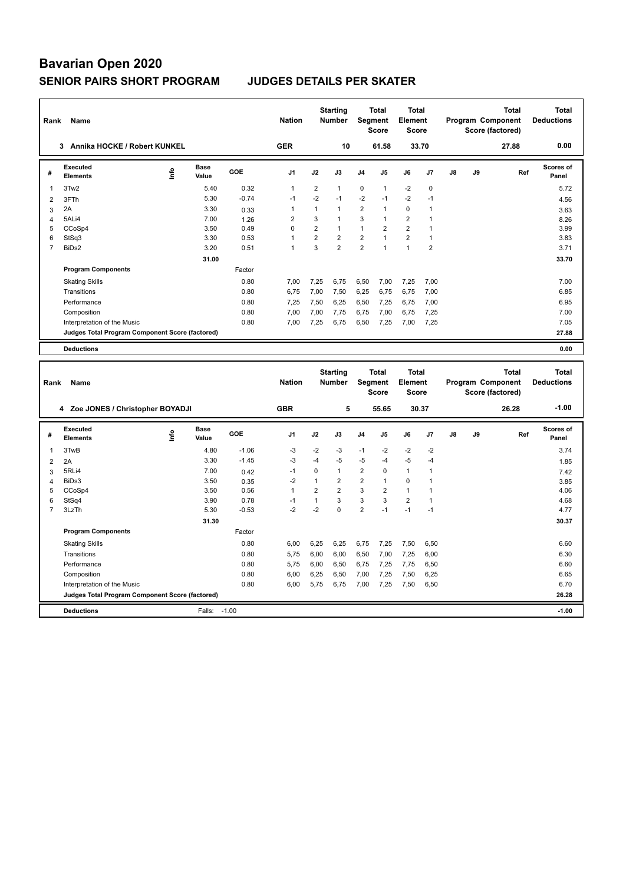# Bavarian Open 2020

## SENIOR PAIRS SHORT PROGRAM JUDGES DETAILS PER SKATER

| Rank | Name | Nation | Starting Number | Total Segment Score | Total Element Score | Total Program Component Score (factored) | Total Deductions |
|---|---|---|---|---|---|---|---|
| 3 | Annika HOCKE / Robert KUNKEL | GER | 10 | 61.58 | 33.70 | 27.88 | 0.00 |

| # | Executed Elements | Info | Base Value | GOE | J1 | J2 | J3 | J4 | J5 | J6 | J7 | J8 | J9 | Ref | Scores of Panel |
|---|---|---|---|---|---|---|---|---|---|---|---|---|---|---|---|
| 1 | 3Tw2 | | 5.40 | 0.32 | 1 | 2 | 1 | 0 | 1 | -2 | 0 | | | | 5.72 |
| 2 | 3FTh | | 5.30 | -0.74 | -1 | -2 | -1 | -2 | -1 | -2 | -1 | | | | 4.56 |
| 3 | 2A | | 3.30 | 0.33 | 1 | 1 | 1 | 2 | 1 | 0 | 1 | | | | 3.63 |
| 4 | 5ALi4 | | 7.00 | 1.26 | 2 | 3 | 1 | 3 | 1 | 2 | 1 | | | | 8.26 |
| 5 | CCoSp4 | | 3.50 | 0.49 | 0 | 2 | 1 | 1 | 2 | 2 | 1 | | | | 3.99 |
| 6 | StSq3 | | 3.30 | 0.53 | 1 | 2 | 2 | 2 | 1 | 2 | 1 | | | | 3.83 |
| 7 | BiDs2 | | 3.20 | 0.51 | 1 | 3 | 2 | 2 | 1 | 1 | 2 | | | | 3.71 |
| | | | 31.00 | | | | | | | | | | | | 33.70 |
| | **Program Components** | | | Factor | | | | | | | | | | | |
| | Skating Skills | | | 0.80 | 7,00 | 7,25 | 6,75 | 6,50 | 7,00 | 7,25 | 7,00 | | | | 7.00 |
| | Transitions | | | 0.80 | 6,75 | 7,00 | 7,50 | 6,25 | 6,75 | 6,75 | 7,00 | | | | 6.85 |
| | Performance | | | 0.80 | 7,25 | 7,50 | 6,25 | 6,50 | 7,25 | 6,75 | 7,00 | | | | 6.95 |
| | Composition | | | 0.80 | 7,00 | 7,00 | 7,75 | 6,75 | 7,00 | 6,75 | 7,25 | | | | 7.00 |
| | Interpretation of the Music | | | 0.80 | 7,00 | 7,25 | 6,75 | 6,50 | 7,25 | 7,00 | 7,25 | | | | 7.05 |
| | **Judges Total Program Component Score (factored)** | | | | | | | | | | | | | | 27.88 |
| | **Deductions** | | | | | | | | | | | | | | 0.00 |

| Rank | Name | Nation | Starting Number | Total Segment Score | Total Element Score | Total Program Component Score (factored) | Total Deductions |
|---|---|---|---|---|---|---|---|
| 4 | Zoe JONES / Christopher BOYADJI | GBR | 5 | 55.65 | 30.37 | 26.28 | -1.00 |

| # | Executed Elements | Info | Base Value | GOE | J1 | J2 | J3 | J4 | J5 | J6 | J7 | J8 | J9 | Ref | Scores of Panel |
|---|---|---|---|---|---|---|---|---|---|---|---|---|---|---|---|
| 1 | 3TwB | | 4.80 | -1.06 | -3 | -2 | -3 | -1 | -2 | -2 | -2 | | | | 3.74 |
| 2 | 2A | | 3.30 | -1.45 | -3 | -4 | -5 | -5 | -4 | -5 | -4 | | | | 1.85 |
| 3 | 5RLi4 | | 7.00 | 0.42 | -1 | 0 | 1 | 2 | 0 | 1 | 1 | | | | 7.42 |
| 4 | BiDs3 | | 3.50 | 0.35 | -2 | 1 | 2 | 2 | 1 | 0 | 1 | | | | 3.85 |
| 5 | CCoSp4 | | 3.50 | 0.56 | 1 | 2 | 2 | 3 | 2 | 1 | 1 | | | | 4.06 |
| 6 | StSq4 | | 3.90 | 0.78 | -1 | 1 | 3 | 3 | 3 | 2 | 1 | | | | 4.68 |
| 7 | 3LzTh | | 5.30 | -0.53 | -2 | -2 | 0 | 2 | -1 | -1 | -1 | | | | 4.77 |
| | | | 31.30 | | | | | | | | | | | | 30.37 |
| | **Program Components** | | | Factor | | | | | | | | | | | |
| | Skating Skills | | | 0.80 | 6,00 | 6,25 | 6,25 | 6,75 | 7,25 | 7,50 | 6,50 | | | | 6.60 |
| | Transitions | | | 0.80 | 5,75 | 6,00 | 6,00 | 6,50 | 7,00 | 7,25 | 6,00 | | | | 6.30 |
| | Performance | | | 0.80 | 5,75 | 6,00 | 6,50 | 6,75 | 7,25 | 7,75 | 6,50 | | | | 6.60 |
| | Composition | | | 0.80 | 6,00 | 6,25 | 6,50 | 7,00 | 7,25 | 7,50 | 6,25 | | | | 6.65 |
| | Interpretation of the Music | | | 0.80 | 6,00 | 5,75 | 6,75 | 7,00 | 7,25 | 7,50 | 6,50 | | | | 6.70 |
| | **Judges Total Program Component Score (factored)** | | | | | | | | | | | | | | 26.28 |
| | **Deductions** | | Falls: | -1.00 | | | | | | | | | | | -1.00 |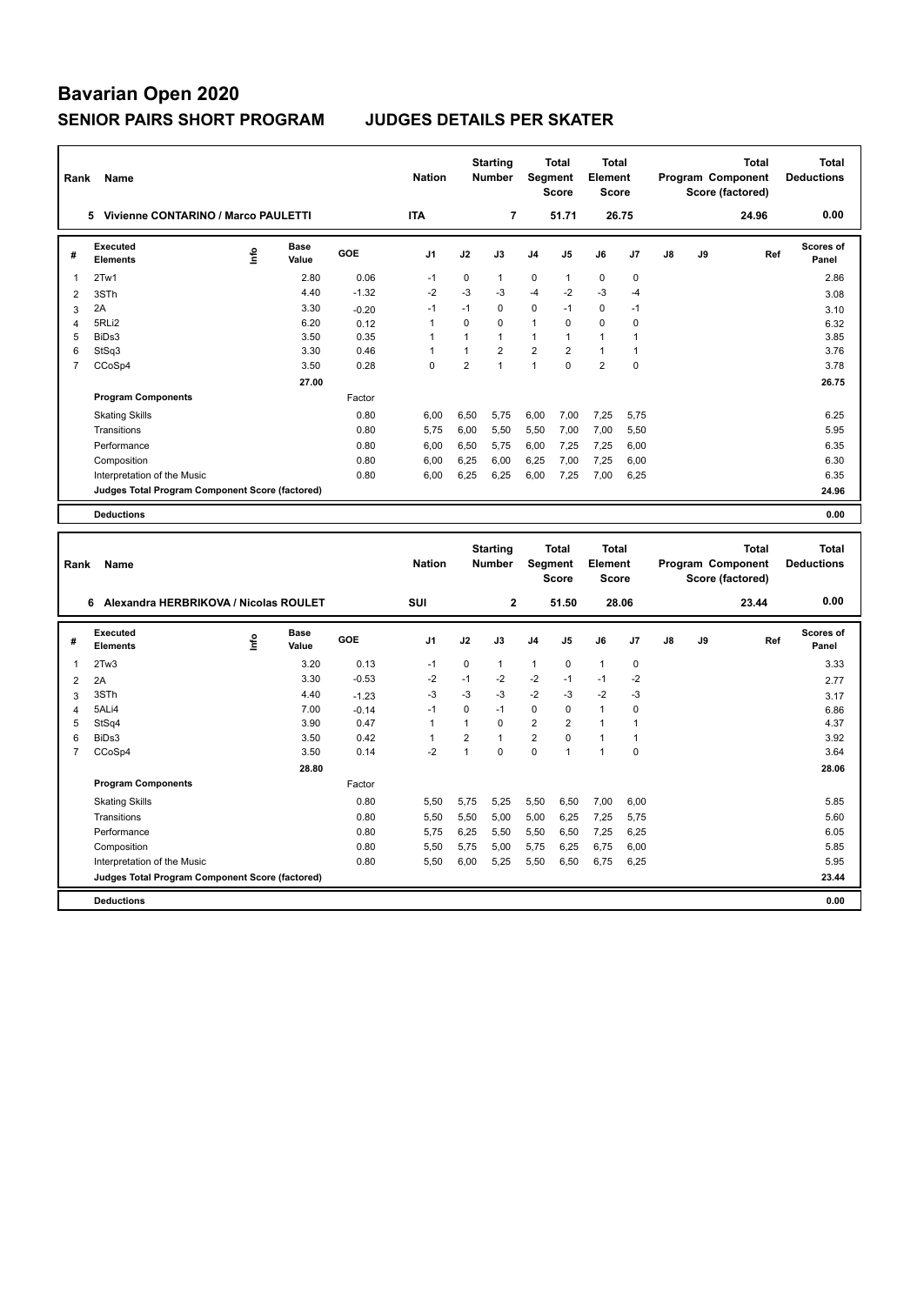# Bavarian Open 2020

## SENIOR PAIRS SHORT PROGRAM JUDGES DETAILS PER SKATER

| Rank | Name | Nation | Starting Number | Total Segment Score | Total Element Score | Total Program Component Score (factored) | Total Deductions |
|---|---|---|---|---|---|---|---|
| 5 | Vivienne CONTARINO / Marco PAULETTI | ITA | 7 | 51.71 | 26.75 | 24.96 | 0.00 |

| # | Executed Elements | Info | Base Value | GOE | J1 | J2 | J3 | J4 | J5 | J6 | J7 | J8 | J9 | Ref | Scores of Panel |
|---|---|---|---|---|---|---|---|---|---|---|---|---|---|---|---|
| 1 | 2Tw1 | | 2.80 | 0.06 | -1 | 0 | 1 | 0 | 1 | 0 | 0 | | | | 2.86 |
| 2 | 3STh | | 4.40 | -1.32 | -2 | -3 | -3 | -4 | -2 | -3 | -4 | | | | 3.08 |
| 3 | 2A | | 3.30 | -0.20 | -1 | -1 | 0 | 0 | -1 | 0 | -1 | | | | 3.10 |
| 4 | 5RLi2 | | 6.20 | 0.12 | 1 | 0 | 0 | 1 | 0 | 0 | 0 | | | | 6.32 |
| 5 | BiDs3 | | 3.50 | 0.35 | 1 | 1 | 1 | 1 | 1 | 1 | 1 | | | | 3.85 |
| 6 | StSq3 | | 3.30 | 0.46 | 1 | 1 | 2 | 2 | 2 | 1 | 1 | | | | 3.76 |
| 7 | CCoSp4 | | 3.50 | 0.28 | 0 | 2 | 1 | 1 | 0 | 2 | 0 | | | | 3.78 |
| | | | 27.00 | | | | | | | | | | | | 26.75 |
| | **Program Components** | | | Factor | | | | | | | | | | | |
| | Skating Skills | | | 0.80 | 6,00 | 6,50 | 5,75 | 6,00 | 7,00 | 7,25 | 5,75 | | | | 6.25 |
| | Transitions | | | 0.80 | 5,75 | 6,00 | 5,50 | 5,50 | 7,00 | 7,00 | 5,50 | | | | 5.95 |
| | Performance | | | 0.80 | 6,00 | 6,50 | 5,75 | 6,00 | 7,25 | 7,25 | 6,00 | | | | 6.35 |
| | Composition | | | 0.80 | 6,00 | 6,25 | 6,00 | 6,25 | 7,00 | 7,25 | 6,00 | | | | 6.30 |
| | Interpretation of the Music | | | 0.80 | 6,00 | 6,25 | 6,25 | 6,00 | 7,25 | 7,00 | 6,25 | | | | 6.35 |
| | **Judges Total Program Component Score (factored)** | | | | | | | | | | | | | | 24.96 |
| | **Deductions** | | | | | | | | | | | | | | 0.00 |

| Rank | Name | Nation | Starting Number | Total Segment Score | Total Element Score | Total Program Component Score (factored) | Total Deductions |
|---|---|---|---|---|---|---|---|
| 6 | Alexandra HERBRIKOVA / Nicolas ROULET | SUI | 2 | 51.50 | 28.06 | 23.44 | 0.00 |

| # | Executed Elements | Info | Base Value | GOE | J1 | J2 | J3 | J4 | J5 | J6 | J7 | J8 | J9 | Ref | Scores of Panel |
|---|---|---|---|---|---|---|---|---|---|---|---|---|---|---|---|
| 1 | 2Tw3 | | 3.20 | 0.13 | -1 | 0 | 1 | 1 | 0 | 1 | 0 | | | | 3.33 |
| 2 | 2A | | 3.30 | -0.53 | -2 | -1 | -2 | -2 | -1 | -1 | -2 | | | | 2.77 |
| 3 | 3STh | | 4.40 | -1.23 | -3 | -3 | -3 | -2 | -3 | -2 | -3 | | | | 3.17 |
| 4 | 5ALi4 | | 7.00 | -0.14 | -1 | 0 | -1 | 0 | 0 | 1 | 0 | | | | 6.86 |
| 5 | StSq4 | | 3.90 | 0.47 | 1 | 1 | 0 | 2 | 2 | 1 | 1 | | | | 4.37 |
| 6 | BiDs3 | | 3.50 | 0.42 | 1 | 2 | 1 | 2 | 0 | 1 | 1 | | | | 3.92 |
| 7 | CCoSp4 | | 3.50 | 0.14 | -2 | 1 | 0 | 0 | 1 | 1 | 0 | | | | 3.64 |
| | | | 28.80 | | | | | | | | | | | | 28.06 |
| | **Program Components** | | | Factor | | | | | | | | | | | |
| | Skating Skills | | | 0.80 | 5,50 | 5,75 | 5,25 | 5,50 | 6,50 | 7,00 | 6,00 | | | | 5.85 |
| | Transitions | | | 0.80 | 5,50 | 5,50 | 5,00 | 5,00 | 6,25 | 7,25 | 5,75 | | | | 5.60 |
| | Performance | | | 0.80 | 5,75 | 6,25 | 5,50 | 5,50 | 6,50 | 7,25 | 6,25 | | | | 6.05 |
| | Composition | | | 0.80 | 5,50 | 5,75 | 5,00 | 5,75 | 6,25 | 6,75 | 6,00 | | | | 5.85 |
| | Interpretation of the Music | | | 0.80 | 5,50 | 6,00 | 5,25 | 5,50 | 6,50 | 6,75 | 6,25 | | | | 5.95 |
| | **Judges Total Program Component Score (factored)** | | | | | | | | | | | | | | 23.44 |
| | **Deductions** | | | | | | | | | | | | | | 0.00 |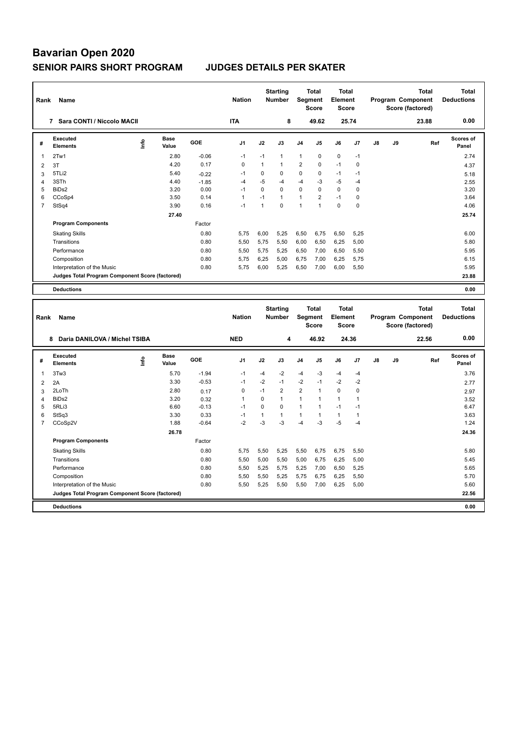# Bavarian Open 2020

## SENIOR PAIRS SHORT PROGRAM — JUDGES DETAILS PER SKATER

| Rank | Name | Nation | Starting Number | Total Segment Score | Total Element Score | Total Program Component Score (factored) | Total Deductions |
|---|---|---|---|---|---|---|---|
| 7 | Sara CONTI / Niccolo MACII | ITA | 8 | 49.62 | 25.74 | 23.88 | 0.00 |

| # | Executed Elements | Info | Base Value | GOE | J1 | J2 | J3 | J4 | J5 | J6 | J7 | J8 | J9 | Ref | Scores of Panel |
|---|---|---|---|---|---|---|---|---|---|---|---|---|---|---|---|
| 1 | 2Tw1 | | 2.80 | -0.06 | -1 | -1 | 1 | 1 | 0 | 0 | -1 | | | | 2.74 |
| 2 | 3T | | 4.20 | 0.17 | 0 | 1 | 1 | 2 | 0 | -1 | 0 | | | | 4.37 |
| 3 | 5TLi2 | | 5.40 | -0.22 | -1 | 0 | 0 | 0 | 0 | -1 | -1 | | | | 5.18 |
| 4 | 3STh | | 4.40 | -1.85 | -4 | -5 | -4 | -4 | -3 | -5 | -4 | | | | 2.55 |
| 5 | BiDs2 | | 3.20 | 0.00 | -1 | 0 | 0 | 0 | 0 | 0 | 0 | | | | 3.20 |
| 6 | CCoSp4 | | 3.50 | 0.14 | 1 | -1 | 1 | 1 | 2 | -1 | 0 | | | | 3.64 |
| 7 | StSq4 | | 3.90 | 0.16 | -1 | 1 | 0 | 1 | 1 | 0 | 0 | | | | 4.06 |
| | | | 27.40 | | | | | | | | | | | | 25.74 |

| Program Components | Factor | J1 | J2 | J3 | J4 | J5 | J6 | J7 | J8 | J9 | Scores of Panel |
|---|---|---|---|---|---|---|---|---|---|---|---|
| Skating Skills | 0.80 | 5,75 | 6,00 | 5,25 | 6,50 | 6,75 | 6,50 | 5,25 | | | 6.00 |
| Transitions | 0.80 | 5,50 | 5,75 | 5,50 | 6,00 | 6,50 | 6,25 | 5,00 | | | 5.80 |
| Performance | 0.80 | 5,50 | 5,75 | 5,25 | 6,50 | 7,00 | 6,50 | 5,50 | | | 5.95 |
| Composition | 0.80 | 5,75 | 6,25 | 5,00 | 6,75 | 7,00 | 6,25 | 5,75 | | | 6.15 |
| Interpretation of the Music | 0.80 | 5,75 | 6,00 | 5,25 | 6,50 | 7,00 | 6,00 | 5,50 | | | 5.95 |
| Judges Total Program Component Score (factored) | | | | | | | | | | | 23.88 |

**Deductions** 0.00

| Rank | Name | Nation | Starting Number | Total Segment Score | Total Element Score | Total Program Component Score (factored) | Total Deductions |
|---|---|---|---|---|---|---|---|
| 8 | Daria DANILOVA / Michel TSIBA | NED | 4 | 46.92 | 24.36 | 22.56 | 0.00 |

| # | Executed Elements | Info | Base Value | GOE | J1 | J2 | J3 | J4 | J5 | J6 | J7 | J8 | J9 | Ref | Scores of Panel |
|---|---|---|---|---|---|---|---|---|---|---|---|---|---|---|---|
| 1 | 3Tw3 | | 5.70 | -1.94 | -1 | -4 | -2 | -4 | -3 | -4 | -4 | | | | 3.76 |
| 2 | 2A | | 3.30 | -0.53 | -1 | -2 | -1 | -2 | -1 | -2 | -2 | | | | 2.77 |
| 3 | 2LoTh | | 2.80 | 0.17 | 0 | -1 | 2 | 2 | 1 | 0 | 0 | | | | 2.97 |
| 4 | BiDs2 | | 3.20 | 0.32 | 1 | 0 | 1 | 1 | 1 | 1 | 1 | | | | 3.52 |
| 5 | 5RLi3 | | 6.60 | -0.13 | -1 | 0 | 0 | 1 | 1 | -1 | -1 | | | | 6.47 |
| 6 | StSq3 | | 3.30 | 0.33 | -1 | 1 | 1 | 1 | 1 | 1 | 1 | | | | 3.63 |
| 7 | CCoSp2V | | 1.88 | -0.64 | -2 | -3 | -3 | -4 | -3 | -5 | -4 | | | | 1.24 |
| | | | 26.78 | | | | | | | | | | | | 24.36 |

| Program Components | Factor | J1 | J2 | J3 | J4 | J5 | J6 | J7 | J8 | J9 | Scores of Panel |
|---|---|---|---|---|---|---|---|---|---|---|---|
| Skating Skills | 0.80 | 5,75 | 5,50 | 5,25 | 5,50 | 6,75 | 6,75 | 5,50 | | | 5.80 |
| Transitions | 0.80 | 5,50 | 5,00 | 5,50 | 5,00 | 6,75 | 6,25 | 5,00 | | | 5.45 |
| Performance | 0.80 | 5,50 | 5,25 | 5,75 | 5,25 | 7,00 | 6,50 | 5,25 | | | 5.65 |
| Composition | 0.80 | 5,50 | 5,50 | 5,25 | 5,75 | 6,75 | 6,25 | 5,50 | | | 5.70 |
| Interpretation of the Music | 0.80 | 5,50 | 5,25 | 5,50 | 5,50 | 7,00 | 6,25 | 5,00 | | | 5.60 |
| Judges Total Program Component Score (factored) | | | | | | | | | | | 22.56 |

**Deductions** 0.00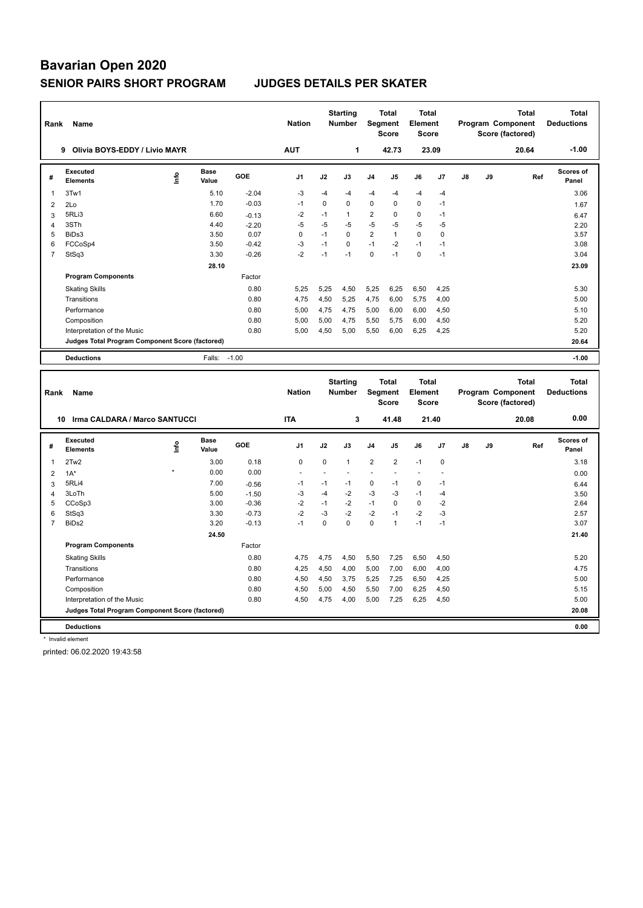# Bavarian Open 2020

## SENIOR PAIRS SHORT PROGRAM JUDGES DETAILS PER SKATER

| Rank | Name | Nation | Starting Number | Total Segment Score | Total Element Score | Total Program Component Score (factored) | Total Deductions |
|---|---|---|---|---|---|---|---|
| 9 | Olivia BOYS-EDDY / Livio MAYR | AUT | 1 | 42.73 | 23.09 | 20.64 | -1.00 |

| # | Executed Elements | Info | Base Value | GOE | J1 | J2 | J3 | J4 | J5 | J6 | J7 | J8 | J9 | Ref | Scores of Panel |
|---|---|---|---|---|---|---|---|---|---|---|---|---|---|---|---|
| 1 | 3Tw1 | | 5.10 | -2.04 | -3 | -4 | -4 | -4 | -4 | -4 | -4 | | | | 3.06 |
| 2 | 2Lo | | 1.70 | -0.03 | -1 | 0 | 0 | 0 | 0 | 0 | -1 | | | | 1.67 |
| 3 | 5RLi3 | | 6.60 | -0.13 | -2 | -1 | 1 | 2 | 0 | 0 | -1 | | | | 6.47 |
| 4 | 3STh | | 4.40 | -2.20 | -5 | -5 | -5 | -5 | -5 | -5 | -5 | | | | 2.20 |
| 5 | BiDs3 | | 3.50 | 0.07 | 0 | -1 | 0 | 2 | 1 | 0 | 0 | | | | 3.57 |
| 6 | FCCoSp4 | | 3.50 | -0.42 | -3 | -1 | 0 | -1 | -2 | -1 | -1 | | | | 3.08 |
| 7 | StSq3 | | 3.30 | -0.26 | -2 | -1 | -1 | 0 | -1 | 0 | -1 | | | | 3.04 |
| | | | 28.10 | | | | | | | | | | | | 23.09 |
| | **Program Components** | | | Factor | | | | | | | | | | | |
| | Skating Skills | | | 0.80 | 5,25 | 5,25 | 4,50 | 5,25 | 6,25 | 6,50 | 4,25 | | | | 5.30 |
| | Transitions | | | 0.80 | 4,75 | 4,50 | 5,25 | 4,75 | 6,00 | 5,75 | 4,00 | | | | 5.00 |
| | Performance | | | 0.80 | 5,00 | 4,75 | 4,75 | 5,00 | 6,00 | 6,00 | 4,50 | | | | 5.10 |
| | Composition | | | 0.80 | 5,00 | 5,00 | 4,75 | 5,50 | 5,75 | 6,00 | 4,50 | | | | 5.20 |
| | Interpretation of the Music | | | 0.80 | 5,00 | 4,50 | 5,00 | 5,50 | 6,00 | 6,25 | 4,25 | | | | 5.20 |
| | **Judges Total Program Component Score (factored)** | | | | | | | | | | | | | | 20.64 |
| | **Deductions** | | Falls: | -1.00 | | | | | | | | | | | -1.00 |

| Rank | Name | Nation | Starting Number | Total Segment Score | Total Element Score | Total Program Component Score (factored) | Total Deductions |
|---|---|---|---|---|---|---|---|
| 10 | Irma CALDARA / Marco SANTUCCI | ITA | 3 | 41.48 | 21.40 | 20.08 | 0.00 |

| # | Executed Elements | Info | Base Value | GOE | J1 | J2 | J3 | J4 | J5 | J6 | J7 | J8 | J9 | Ref | Scores of Panel |
|---|---|---|---|---|---|---|---|---|---|---|---|---|---|---|---|
| 1 | 2Tw2 | | 3.00 | 0.18 | 0 | 0 | 1 | 2 | 2 | -1 | 0 | | | | 3.18 |
| 2 | 1A* | * | 0.00 | 0.00 | - | - | - | - | - | - | - | | | | 0.00 |
| 3 | 5RLi4 | | 7.00 | -0.56 | -1 | -1 | -1 | 0 | -1 | 0 | -1 | | | | 6.44 |
| 4 | 3LoTh | | 5.00 | -1.50 | -3 | -4 | -2 | -3 | -3 | -1 | -4 | | | | 3.50 |
| 5 | CCoSp3 | | 3.00 | -0.36 | -2 | -1 | -2 | -1 | 0 | 0 | -2 | | | | 2.64 |
| 6 | StSq3 | | 3.30 | -0.73 | -2 | -3 | -2 | -2 | -1 | -2 | -3 | | | | 2.57 |
| 7 | BiDs2 | | 3.20 | -0.13 | -1 | 0 | 0 | 0 | 1 | -1 | -1 | | | | 3.07 |
| | | | 24.50 | | | | | | | | | | | | 21.40 |
| | **Program Components** | | | Factor | | | | | | | | | | | |
| | Skating Skills | | | 0.80 | 4,75 | 4,75 | 4,50 | 5,50 | 7,25 | 6,50 | 4,50 | | | | 5.20 |
| | Transitions | | | 0.80 | 4,25 | 4,50 | 4,00 | 5,00 | 7,00 | 6,00 | 4,00 | | | | 4.75 |
| | Performance | | | 0.80 | 4,50 | 4,50 | 3,75 | 5,25 | 7,25 | 6,50 | 4,25 | | | | 5.00 |
| | Composition | | | 0.80 | 4,50 | 5,00 | 4,50 | 5,50 | 7,00 | 6,25 | 4,50 | | | | 5.15 |
| | Interpretation of the Music | | | 0.80 | 4,50 | 4,75 | 4,00 | 5,00 | 7,25 | 6,25 | 4,50 | | | | 5.00 |
| | **Judges Total Program Component Score (factored)** | | | | | | | | | | | | | | 20.08 |
| | **Deductions** | | | | | | | | | | | | | | 0.00 |

* Invalid element

printed: 06.02.2020 19:43:58